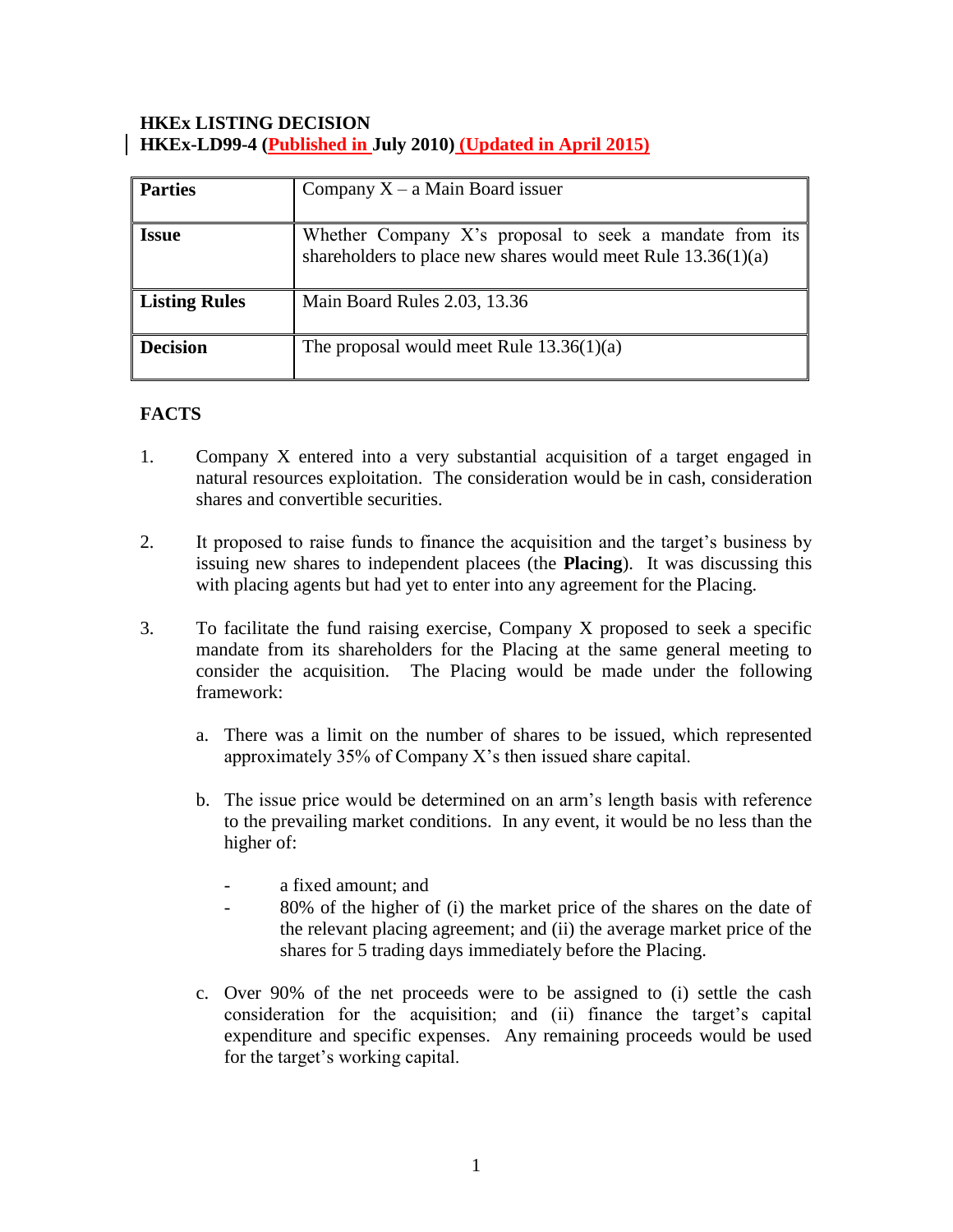**HKEx LISTING DECISION**
**HKEx-LD99-4 (Published in July 2010) (Updated in April 2015)**

| | |
|---|---|
| **Parties** | Company X – a Main Board issuer |
| **Issue** | Whether Company X's proposal to seek a mandate from its shareholders to place new shares would meet Rule 13.36(1)(a) |
| **Listing Rules** | Main Board Rules 2.03, 13.36 |
| **Decision** | The proposal would meet Rule 13.36(1)(a) |

**FACTS**

1. Company X entered into a very substantial acquisition of a target engaged in natural resources exploitation. The consideration would be in cash, consideration shares and convertible securities.

2. It proposed to raise funds to finance the acquisition and the target's business by issuing new shares to independent placees (the **Placing**). It was discussing this with placing agents but had yet to enter into any agreement for the Placing.

3. To facilitate the fund raising exercise, Company X proposed to seek a specific mandate from its shareholders for the Placing at the same general meeting to consider the acquisition. The Placing would be made under the following framework:

   a. There was a limit on the number of shares to be issued, which represented approximately 35% of Company X's then issued share capital.

   b. The issue price would be determined on an arm's length basis with reference to the prevailing market conditions. In any event, it would be no less than the higher of:

      - a fixed amount; and
      - 80% of the higher of (i) the market price of the shares on the date of the relevant placing agreement; and (ii) the average market price of the shares for 5 trading days immediately before the Placing.

   c. Over 90% of the net proceeds were to be assigned to (i) settle the cash consideration for the acquisition; and (ii) finance the target's capital expenditure and specific expenses. Any remaining proceeds would be used for the target's working capital.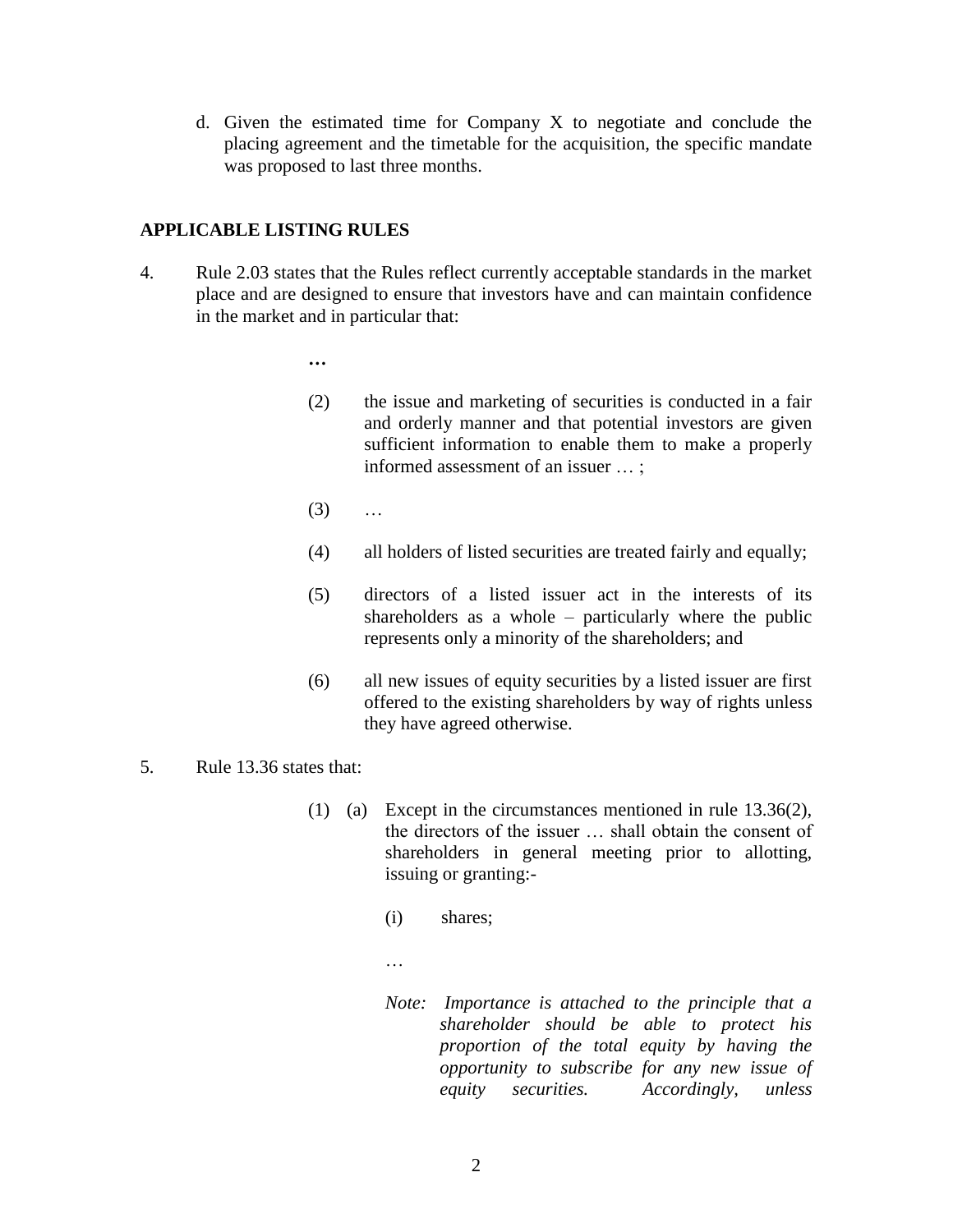d. Given the estimated time for Company X to negotiate and conclude the placing agreement and the timetable for the acquisition, the specific mandate was proposed to last three months.

**APPLICABLE LISTING RULES**

4. Rule 2.03 states that the Rules reflect currently acceptable standards in the market place and are designed to ensure that investors have and can maintain confidence in the market and in particular that:

   **…**

   (2) the issue and marketing of securities is conducted in a fair and orderly manner and that potential investors are given sufficient information to enable them to make a properly informed assessment of an issuer … ;

   (3) …

   (4) all holders of listed securities are treated fairly and equally;

   (5) directors of a listed issuer act in the interests of its shareholders as a whole – particularly where the public represents only a minority of the shareholders; and

   (6) all new issues of equity securities by a listed issuer are first offered to the existing shareholders by way of rights unless they have agreed otherwise.

5. Rule 13.36 states that:

   (1) (a) Except in the circumstances mentioned in rule 13.36(2), the directors of the issuer … shall obtain the consent of shareholders in general meeting prior to allotting, issuing or granting:-

   (i) shares;

   …

   *Note: Importance is attached to the principle that a shareholder should be able to protect his proportion of the total equity by having the opportunity to subscribe for any new issue of equity securities. Accordingly, unless*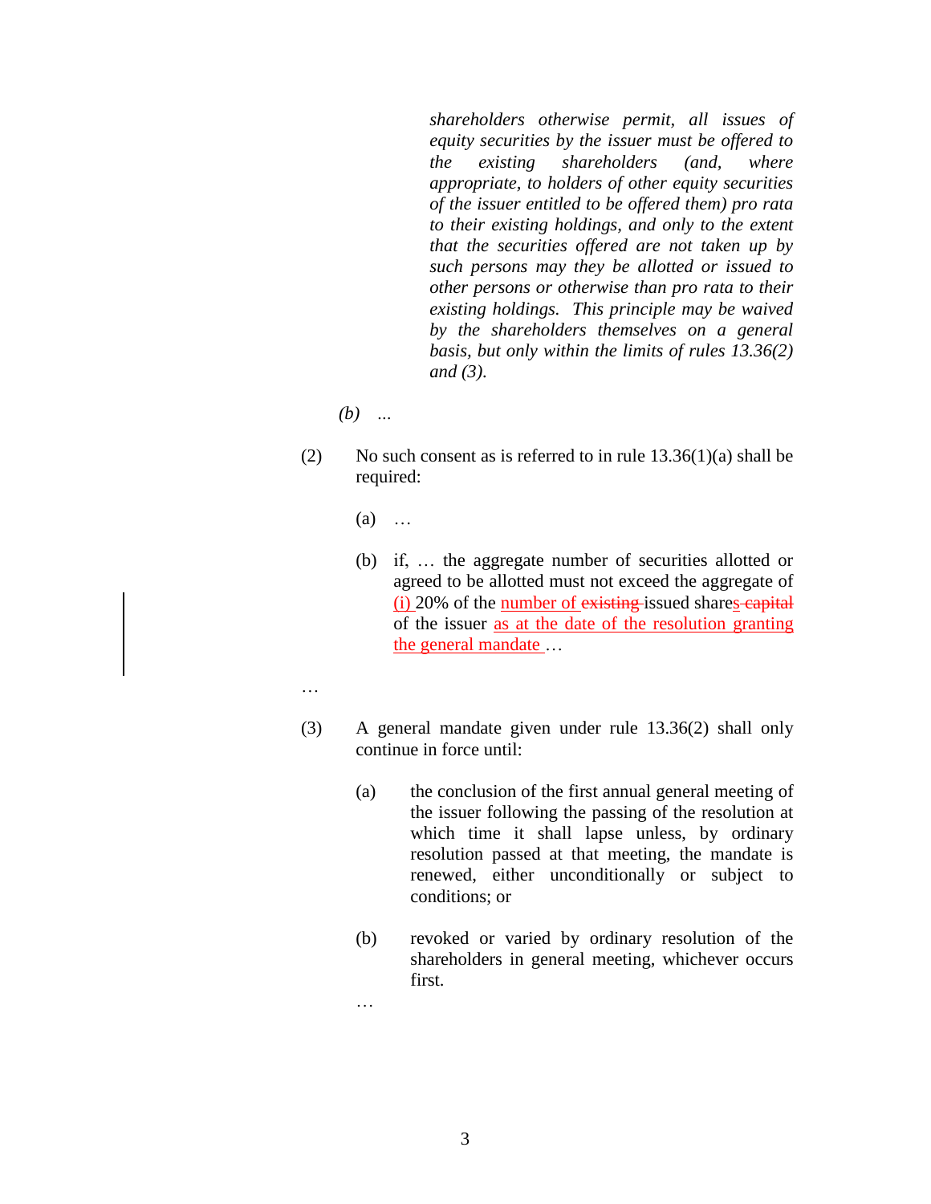*shareholders otherwise permit, all issues of equity securities by the issuer must be offered to the existing shareholders (and, where appropriate, to holders of other equity securities of the issuer entitled to be offered them) pro rata to their existing holdings, and only to the extent that the securities offered are not taken up by such persons may they be allotted or issued to other persons or otherwise than pro rata to their existing holdings. This principle may be waived by the shareholders themselves on a general basis, but only within the limits of rules 13.36(2) and (3).*

*(b)* ...

(2) No such consent as is referred to in rule 13.36(1)(a) shall be required:

(a) …

(b) if, … the aggregate number of securities allotted or agreed to be allotted must not exceed the aggregate of (i) 20% of the number of ~~existing~~ issued shares ~~capital~~ of the issuer as at the date of the resolution granting the general mandate …

…

(3) A general mandate given under rule 13.36(2) shall only continue in force until:

(a) the conclusion of the first annual general meeting of the issuer following the passing of the resolution at which time it shall lapse unless, by ordinary resolution passed at that meeting, the mandate is renewed, either unconditionally or subject to conditions; or

(b) revoked or varied by ordinary resolution of the shareholders in general meeting, whichever occurs first.

…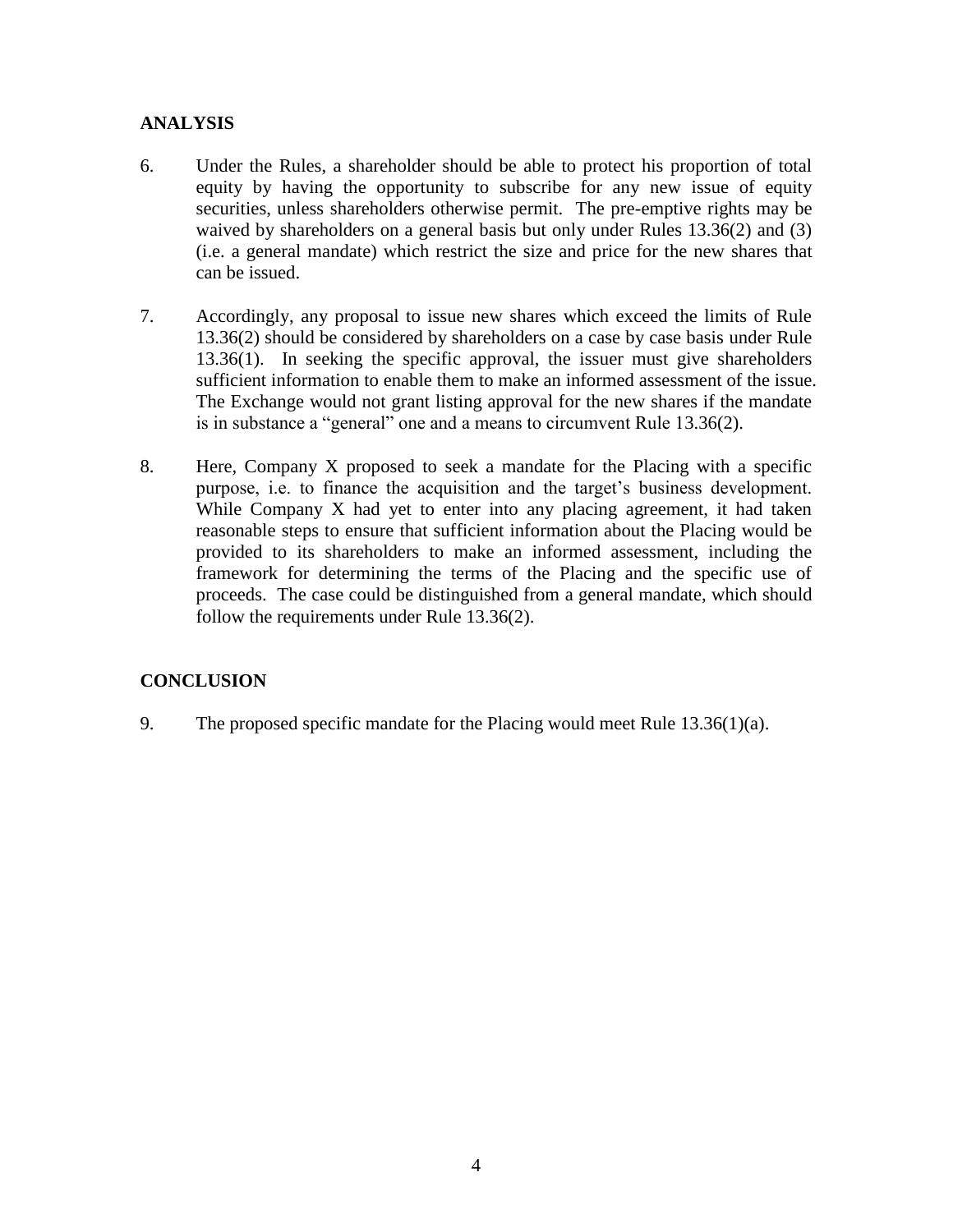## ANALYSIS

6. Under the Rules, a shareholder should be able to protect his proportion of total equity by having the opportunity to subscribe for any new issue of equity securities, unless shareholders otherwise permit. The pre-emptive rights may be waived by shareholders on a general basis but only under Rules 13.36(2) and (3) (i.e. a general mandate) which restrict the size and price for the new shares that can be issued.

7. Accordingly, any proposal to issue new shares which exceed the limits of Rule 13.36(2) should be considered by shareholders on a case by case basis under Rule 13.36(1). In seeking the specific approval, the issuer must give shareholders sufficient information to enable them to make an informed assessment of the issue. The Exchange would not grant listing approval for the new shares if the mandate is in substance a "general" one and a means to circumvent Rule 13.36(2).

8. Here, Company X proposed to seek a mandate for the Placing with a specific purpose, i.e. to finance the acquisition and the target's business development. While Company X had yet to enter into any placing agreement, it had taken reasonable steps to ensure that sufficient information about the Placing would be provided to its shareholders to make an informed assessment, including the framework for determining the terms of the Placing and the specific use of proceeds. The case could be distinguished from a general mandate, which should follow the requirements under Rule 13.36(2).

## CONCLUSION

9. The proposed specific mandate for the Placing would meet Rule 13.36(1)(a).